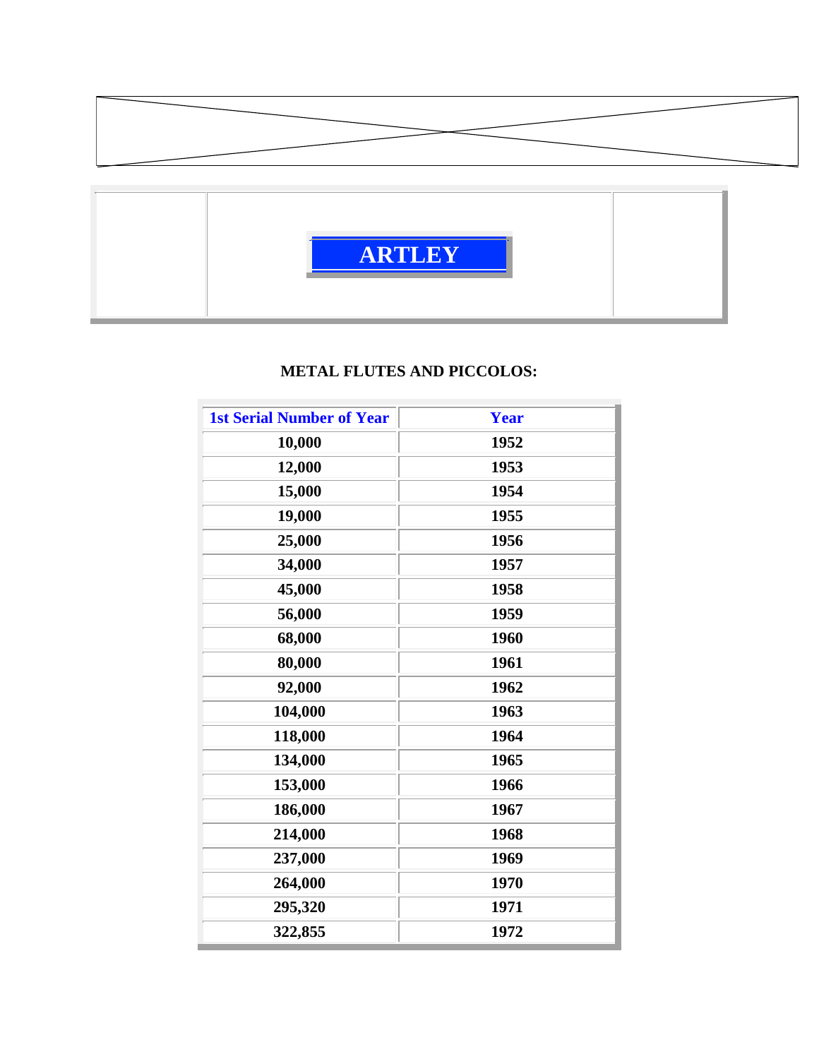# ARTLEY

### METAL FLUTES AND PICCOLOS:

| 1st Serial Number of Year | Year |
| --- | --- |
| 10,000 | 1952 |
| 12,000 | 1953 |
| 15,000 | 1954 |
| 19,000 | 1955 |
| 25,000 | 1956 |
| 34,000 | 1957 |
| 45,000 | 1958 |
| 56,000 | 1959 |
| 68,000 | 1960 |
| 80,000 | 1961 |
| 92,000 | 1962 |
| 104,000 | 1963 |
| 118,000 | 1964 |
| 134,000 | 1965 |
| 153,000 | 1966 |
| 186,000 | 1967 |
| 214,000 | 1968 |
| 237,000 | 1969 |
| 264,000 | 1970 |
| 295,320 | 1971 |
| 322,855 | 1972 |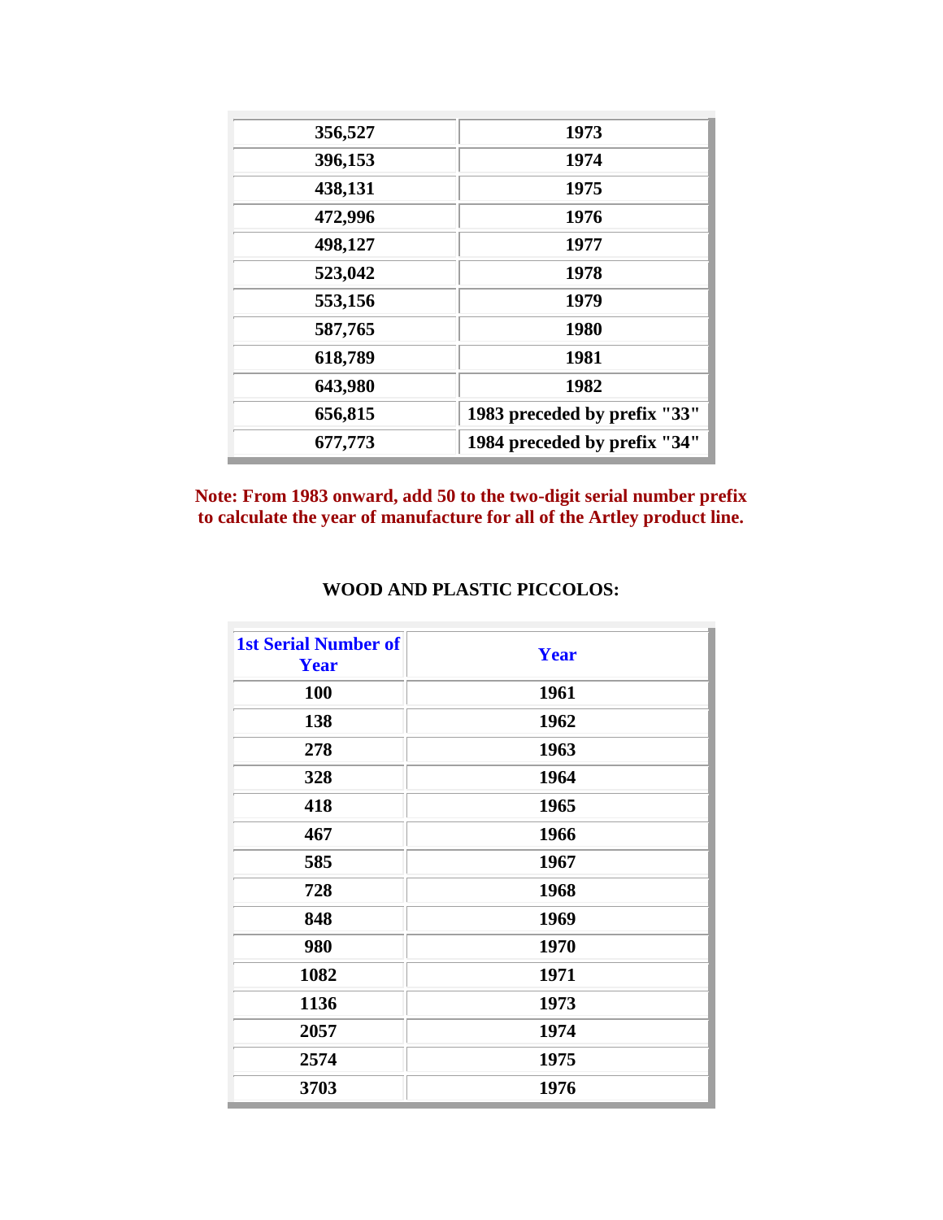| | |
|---|---|
| 356,527 | 1973 |
| 396,153 | 1974 |
| 438,131 | 1975 |
| 472,996 | 1976 |
| 498,127 | 1977 |
| 523,042 | 1978 |
| 553,156 | 1979 |
| 587,765 | 1980 |
| 618,789 | 1981 |
| 643,980 | 1982 |
| 656,815 | 1983 preceded by prefix "33" |
| 677,773 | 1984 preceded by prefix "34" |

**Note: From 1983 onward, add 50 to the two-digit serial number prefix to calculate the year of manufacture for all of the Artley product line.**

**WOOD AND PLASTIC PICCOLOS:**

| 1st Serial Number of Year | Year |
|---|---|
| 100 | 1961 |
| 138 | 1962 |
| 278 | 1963 |
| 328 | 1964 |
| 418 | 1965 |
| 467 | 1966 |
| 585 | 1967 |
| 728 | 1968 |
| 848 | 1969 |
| 980 | 1970 |
| 1082 | 1971 |
| 1136 | 1973 |
| 2057 | 1974 |
| 2574 | 1975 |
| 3703 | 1976 |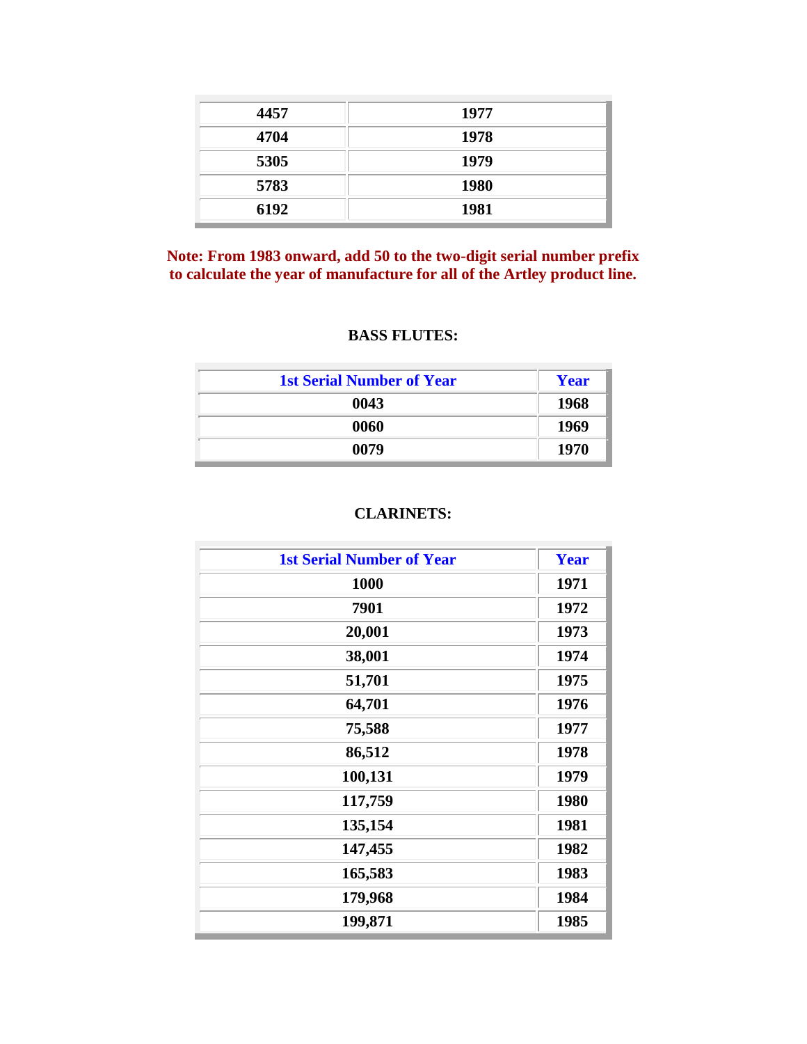| | |
|---|---|
| 4457 | 1977 |
| 4704 | 1978 |
| 5305 | 1979 |
| 5783 | 1980 |
| 6192 | 1981 |

**Note: From 1983 onward, add 50 to the two-digit serial number prefix to calculate the year of manufacture for all of the Artley product line.**

**BASS FLUTES:**

| 1st Serial Number of Year | Year |
|---|---|
| 0043 | 1968 |
| 0060 | 1969 |
| 0079 | 1970 |

**CLARINETS:**

| 1st Serial Number of Year | Year |
|---|---|
| 1000 | 1971 |
| 7901 | 1972 |
| 20,001 | 1973 |
| 38,001 | 1974 |
| 51,701 | 1975 |
| 64,701 | 1976 |
| 75,588 | 1977 |
| 86,512 | 1978 |
| 100,131 | 1979 |
| 117,759 | 1980 |
| 135,154 | 1981 |
| 147,455 | 1982 |
| 165,583 | 1983 |
| 179,968 | 1984 |
| 199,871 | 1985 |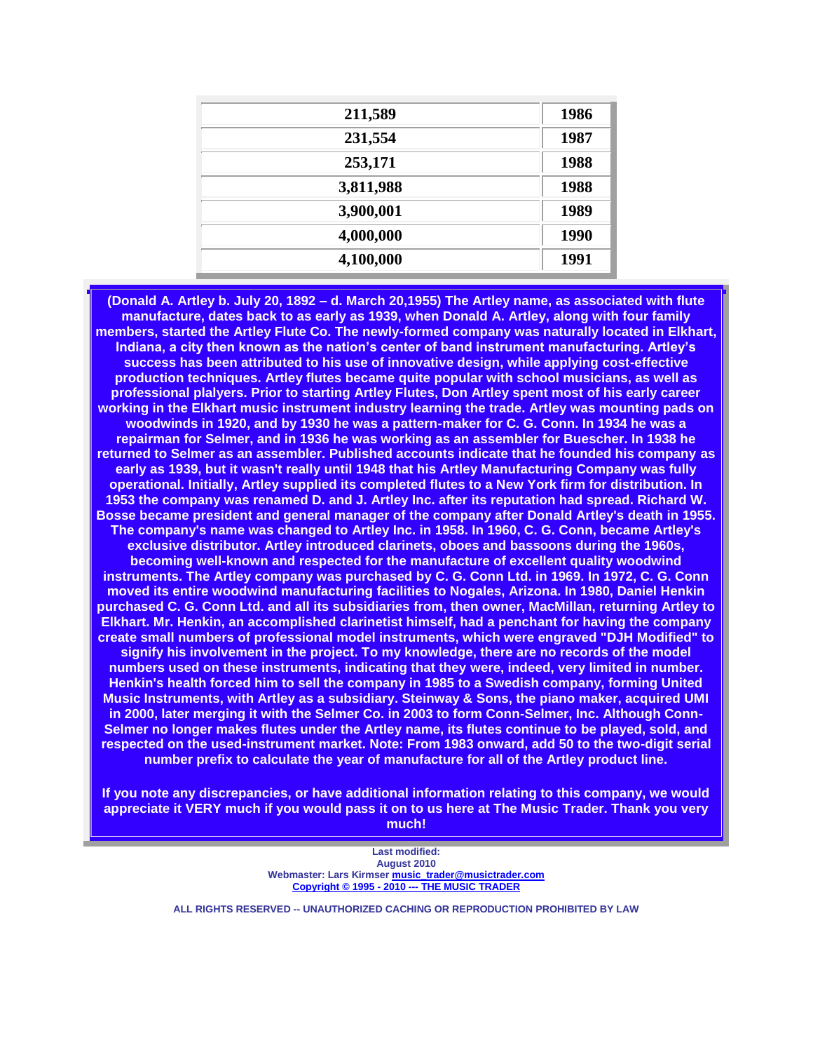| | |
|---|---|
| 211,589 | 1986 |
| 231,554 | 1987 |
| 253,171 | 1988 |
| 3,811,988 | 1988 |
| 3,900,001 | 1989 |
| 4,000,000 | 1990 |
| 4,100,000 | 1991 |

**(Donald A. Artley b. July 20, 1892 – d. March 20,1955) The Artley name, as associated with flute manufacture, dates back to as early as 1939, when Donald A. Artley, along with four family members, started the Artley Flute Co. The newly-formed company was naturally located in Elkhart, Indiana, a city then known as the nation's center of band instrument manufacturing. Artley's success has been attributed to his use of innovative design, while applying cost-effective production techniques. Artley flutes became quite popular with school musicians, as well as professional plalyers. Prior to starting Artley Flutes, Don Artley spent most of his early career working in the Elkhart music instrument industry learning the trade. Artley was mounting pads on woodwinds in 1920, and by 1930 he was a pattern-maker for C. G. Conn. In 1934 he was a repairman for Selmer, and in 1936 he was working as an assembler for Buescher. In 1938 he returned to Selmer as an assembler. Published accounts indicate that he founded his company as early as 1939, but it wasn't really until 1948 that his Artley Manufacturing Company was fully operational. Initially, Artley supplied its completed flutes to a New York firm for distribution. In 1953 the company was renamed D. and J. Artley Inc. after its reputation had spread. Richard W. Bosse became president and general manager of the company after Donald Artley's death in 1955. The company's name was changed to Artley Inc. in 1958. In 1960, C. G. Conn, became Artley's exclusive distributor. Artley introduced clarinets, oboes and bassoons during the 1960s, becoming well-known and respected for the manufacture of excellent quality woodwind instruments. The Artley company was purchased by C. G. Conn Ltd. in 1969. In 1972, C. G. Conn moved its entire woodwind manufacturing facilities to Nogales, Arizona. In 1980, Daniel Henkin purchased C. G. Conn Ltd. and all its subsidiaries from, then owner, MacMillan, returning Artley to Elkhart. Mr. Henkin, an accomplished clarinetist himself, had a penchant for having the company create small numbers of professional model instruments, which were engraved "DJH Modified" to signify his involvement in the project. To my knowledge, there are no records of the model numbers used on these instruments, indicating that they were, indeed, very limited in number. Henkin's health forced him to sell the company in 1985 to a Swedish company, forming United Music Instruments, with Artley as a subsidiary. Steinway & Sons, the piano maker, acquired UMI in 2000, later merging it with the Selmer Co. in 2003 to form Conn-Selmer, Inc. Although Conn-Selmer no longer makes flutes under the Artley name, its flutes continue to be played, sold, and respected on the used-instrument market. Note: From 1983 onward, add 50 to the two-digit serial number prefix to calculate the year of manufacture for all of the Artley product line.**

**If you note any discrepancies, or have additional information relating to this company, we would appreciate it VERY much if you would pass it on to us here at The Music Trader. Thank you very much!**

**Last modified:**
**August 2010**
**Webmaster: Lars Kirmser music_trader@musictrader.com**
**Copyright © 1995 - 2010 --- THE MUSIC TRADER**

**ALL RIGHTS RESERVED -- UNAUTHORIZED CACHING OR REPRODUCTION PROHIBITED BY LAW**